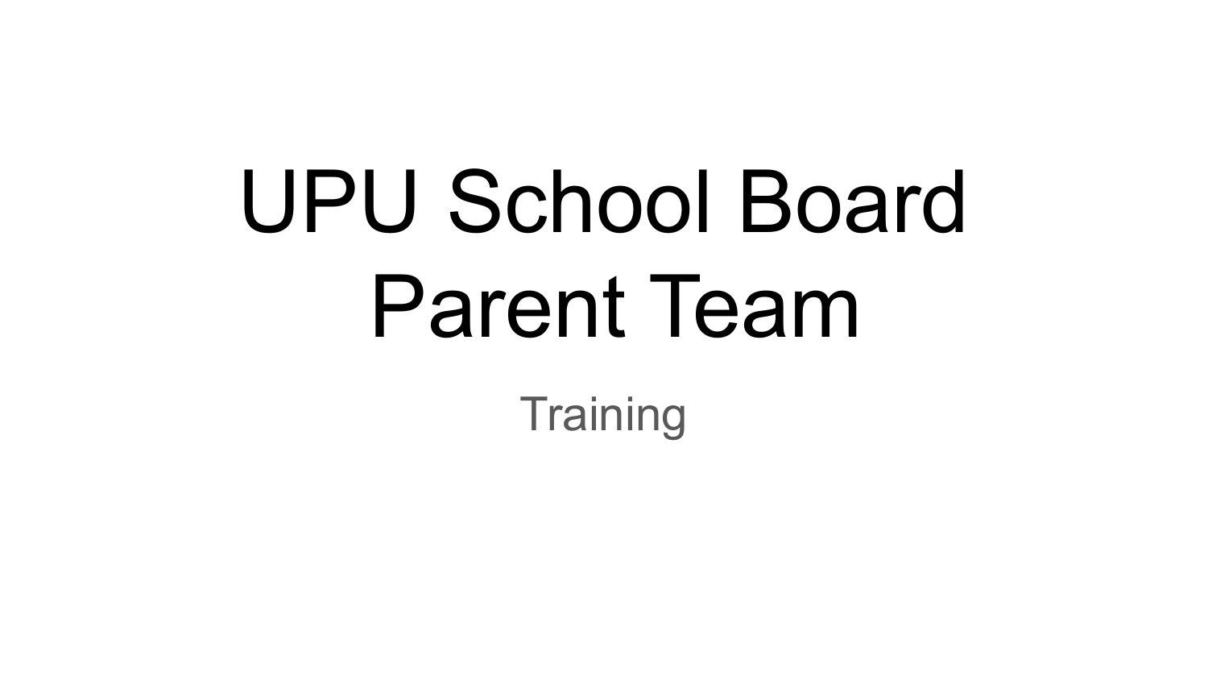# UPU School Board Parent Team

Training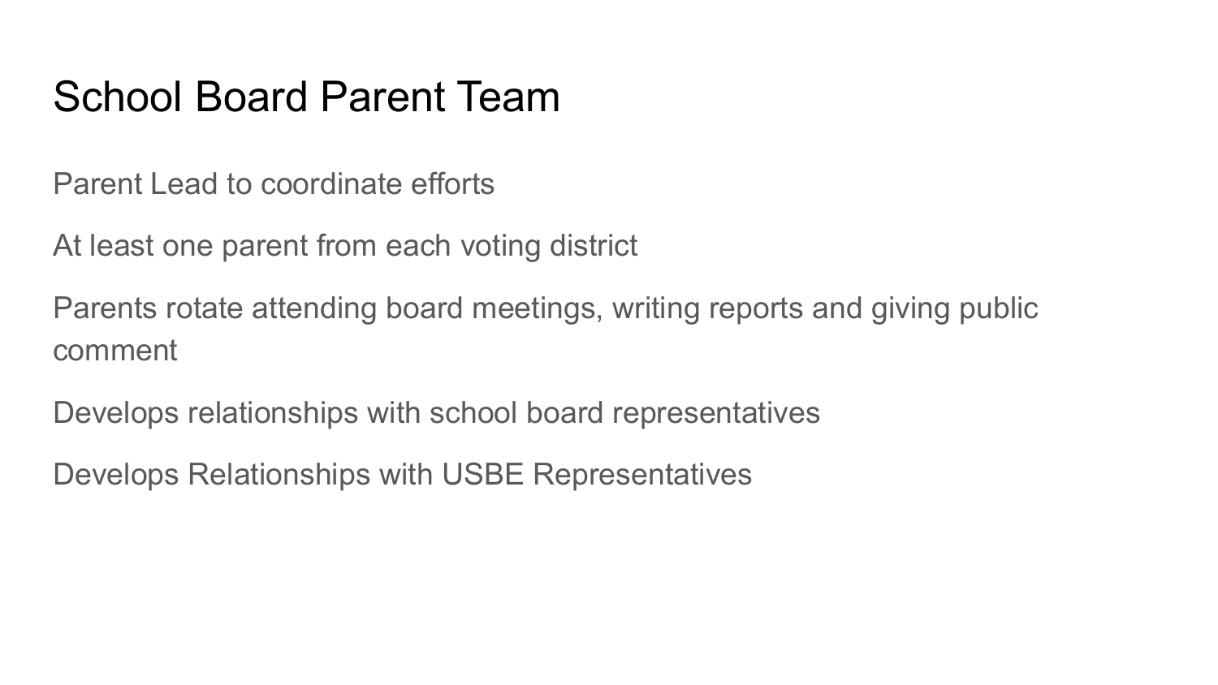# School Board Parent Team

Parent Lead to coordinate efforts

At least one parent from each voting district

Parents rotate attending board meetings, writing reports and giving public comment

Develops relationships with school board representatives

Develops Relationships with USBE Representatives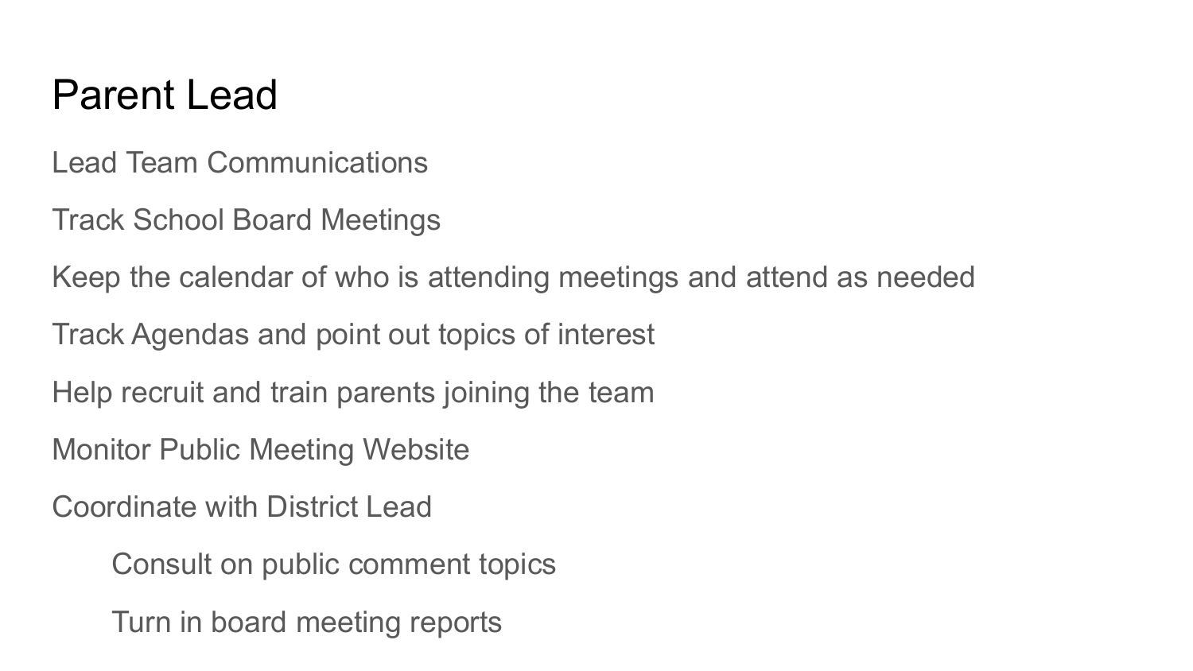# Parent Lead

- Lead Team Communications
- Track School Board Meetings
- Keep the calendar of who is attending meetings and attend as needed
- Track Agendas and point out topics of interest
- Help recruit and train parents joining the team
- Monitor Public Meeting Website
- Coordinate with District Lead
    - Consult on public comment topics
    - Turn in board meeting reports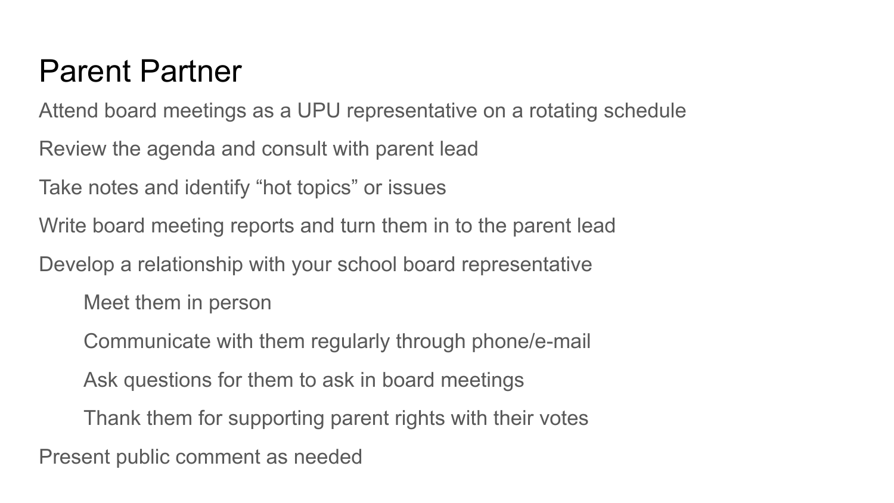# Parent Partner

- Attend board meetings as a UPU representative on a rotating schedule
- Review the agenda and consult with parent lead
- Take notes and identify “hot topics” or issues
- Write board meeting reports and turn them in to the parent lead
- Develop a relationship with your school board representative
    - Meet them in person
    - Communicate with them regularly through phone/e-mail
    - Ask questions for them to ask in board meetings
    - Thank them for supporting parent rights with their votes
- Present public comment as needed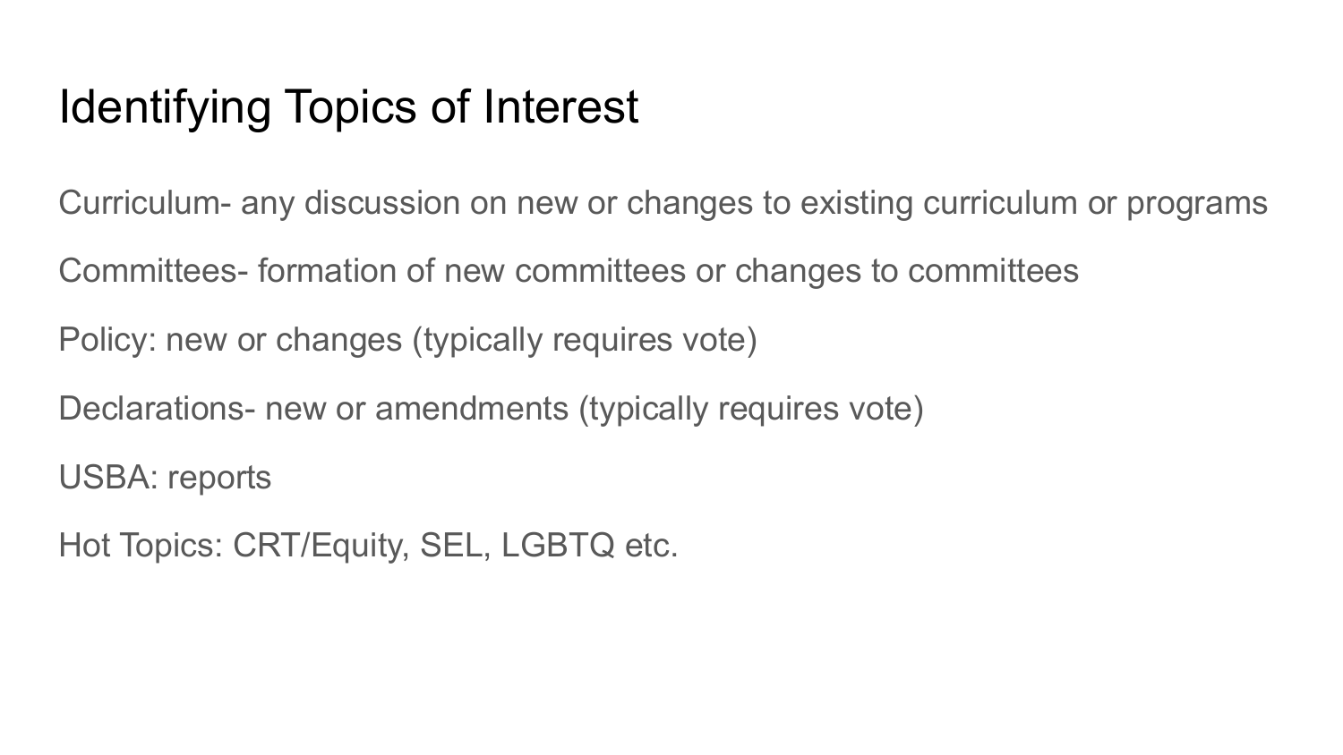# Identifying Topics of Interest

Curriculum- any discussion on new or changes to existing curriculum or programs

Committees- formation of new committees or changes to committees

Policy: new or changes (typically requires vote)

Declarations- new or amendments (typically requires vote)

USBA: reports

Hot Topics: CRT/Equity, SEL, LGBTQ etc.